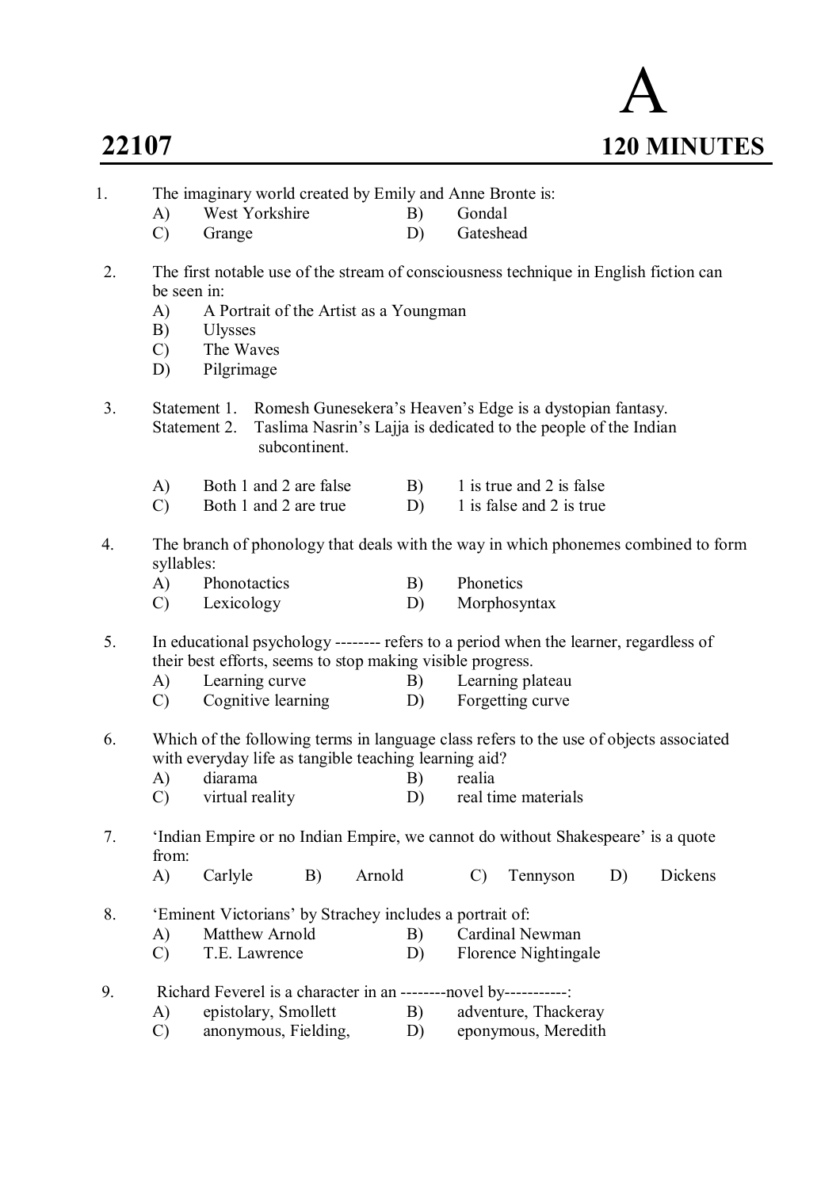# 22107

**A**

**120 MINUTES**

1. The imaginary world created by Emily and Anne Bronte is:
   - A) West Yorkshire
   - B) Gondal
   - C) Grange
   - D) Gateshead

2. The first notable use of the stream of consciousness technique in English fiction can be seen in:
   - A) A Portrait of the Artist as a Youngman
   - B) Ulysses
   - C) The Waves
   - D) Pilgrimage

3. Statement 1. Romesh Gunesekera's Heaven's Edge is a dystopian fantasy.
   Statement 2. Taslima Nasrin's Lajja is dedicated to the people of the Indian subcontinent.
   - A) Both 1 and 2 are false
   - B) 1 is true and 2 is false
   - C) Both 1 and 2 are true
   - D) 1 is false and 2 is true

4. The branch of phonology that deals with the way in which phonemes combined to form syllables:
   - A) Phonotactics
   - B) Phonetics
   - C) Lexicology
   - D) Morphosyntax

5. In educational psychology -------- refers to a period when the learner, regardless of their best efforts, seems to stop making visible progress.
   - A) Learning curve
   - B) Learning plateau
   - C) Cognitive learning
   - D) Forgetting curve

6. Which of the following terms in language class refers to the use of objects associated with everyday life as tangible teaching learning aid?
   - A) diarama
   - B) realia
   - C) virtual reality
   - D) real time materials

7. 'Indian Empire or no Indian Empire, we cannot do without Shakespeare' is a quote from:
   - A) Carlyle
   - B) Arnold
   - C) Tennyson
   - D) Dickens

8. 'Eminent Victorians' by Strachey includes a portrait of:
   - A) Matthew Arnold
   - B) Cardinal Newman
   - C) T.E. Lawrence
   - D) Florence Nightingale

9. Richard Feverel is a character in an --------novel by-----------:
   - A) epistolary, Smollett
   - B) adventure, Thackeray
   - C) anonymous, Fielding,
   - D) eponymous, Meredith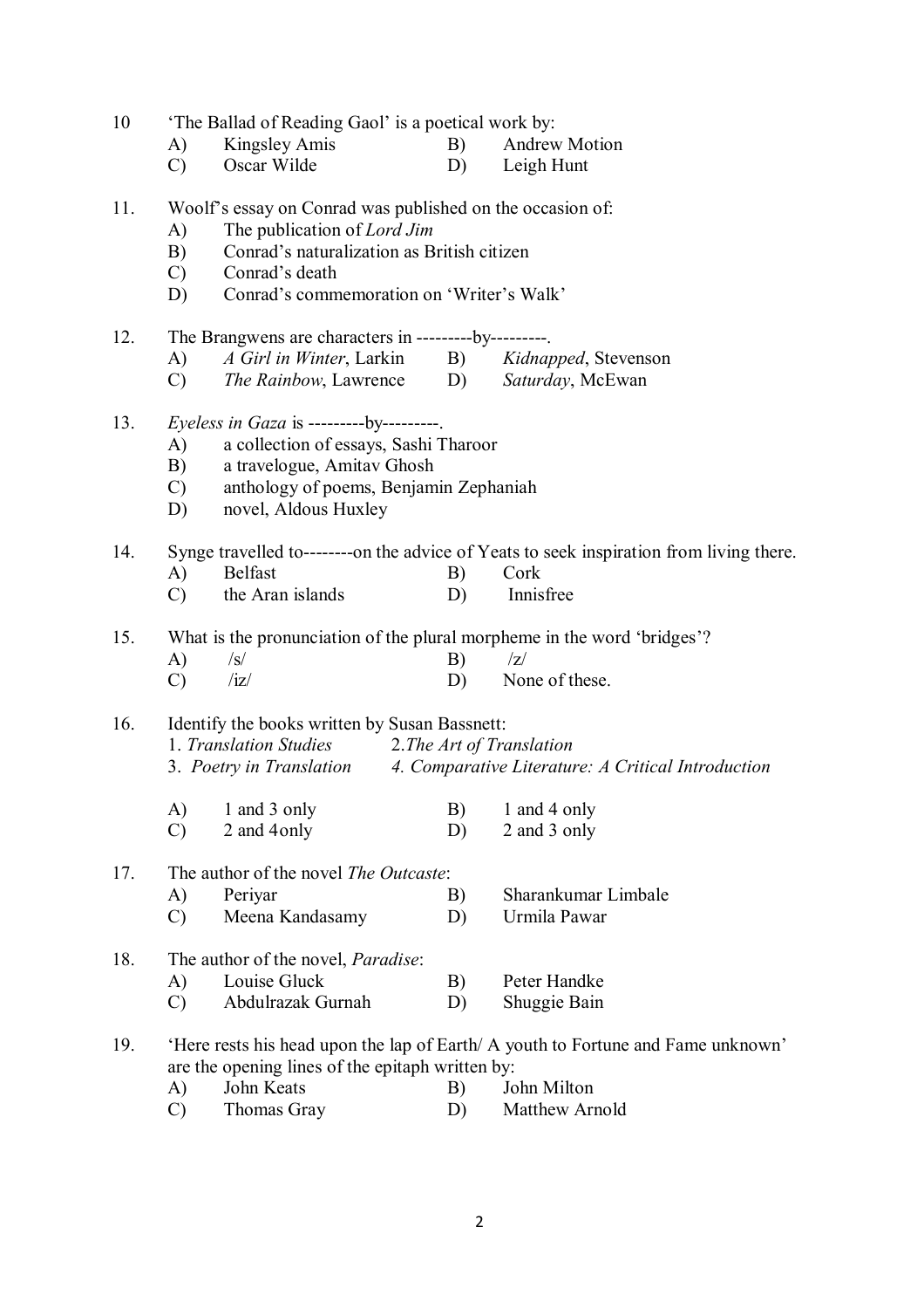10 'The Ballad of Reading Gaol' is a poetical work by:

A) Kingsley Amis B) Andrew Motion
C) Oscar Wilde D) Leigh Hunt

11. Woolf's essay on Conrad was published on the occasion of:

A) The publication of *Lord Jim*
B) Conrad's naturalization as British citizen
C) Conrad's death
D) Conrad's commemoration on 'Writer's Walk'

12. The Brangwens are characters in ---------by---------.

A) *A Girl in Winter*, Larkin B) *Kidnapped*, Stevenson
C) *The Rainbow*, Lawrence D) *Saturday*, McEwan

13. *Eyeless in Gaza* is ---------by---------.

A) a collection of essays, Sashi Tharoor
B) a travelogue, Amitav Ghosh
C) anthology of poems, Benjamin Zephaniah
D) novel, Aldous Huxley

14. Synge travelled to--------on the advice of Yeats to seek inspiration from living there.

A) Belfast B) Cork
C) the Aran islands D) Innisfree

15. What is the pronunciation of the plural morpheme in the word 'bridges'?

A) /s/ B) /z/
C) /iz/ D) None of these.

16. Identify the books written by Susan Bassnett:

1. *Translation Studies* 2. *The Art of Translation*
3. *Poetry in Translation* 4. *Comparative Literature: A Critical Introduction*

A) 1 and 3 only B) 1 and 4 only
C) 2 and 4 only D) 2 and 3 only

17. The author of the novel *The Outcaste*:

A) Periyar B) Sharankumar Limbale
C) Meena Kandasamy D) Urmila Pawar

18. The author of the novel, *Paradise*:

A) Louise Gluck B) Peter Handke
C) Abdulrazak Gurnah D) Shuggie Bain

19. 'Here rests his head upon the lap of Earth/ A youth to Fortune and Fame unknown' are the opening lines of the epitaph written by:

A) John Keats B) John Milton
C) Thomas Gray D) Matthew Arnold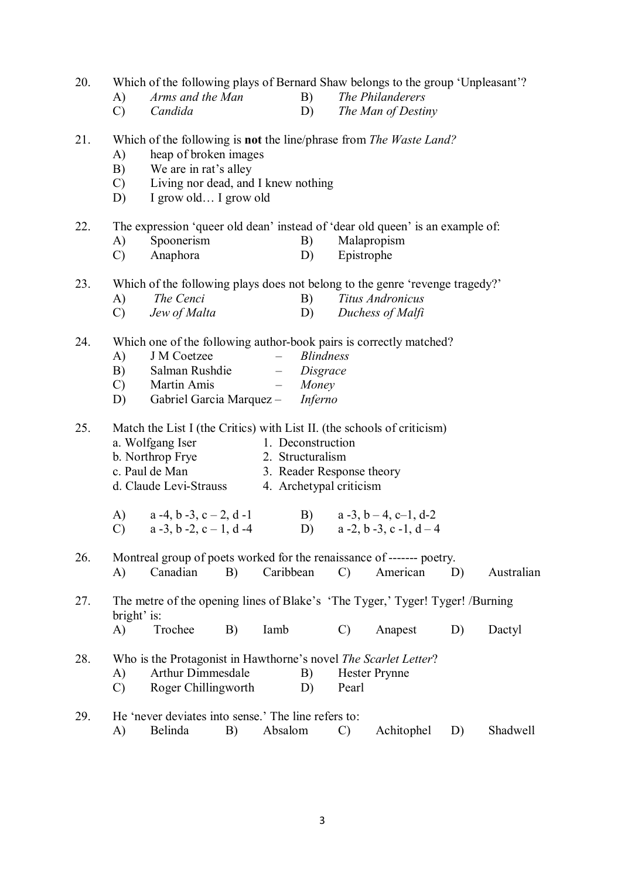20. Which of the following plays of Bernard Shaw belongs to the group 'Unpleasant'?
    A) *Arms and the Man*  B) *The Philanderers*
    C) *Candida*  D) *The Man of Destiny*

21. Which of the following is **not** the line/phrase from *The Waste Land?*
    A) heap of broken images
    B) We are in rat's alley
    C) Living nor dead, and I knew nothing
    D) I grow old… I grow old

22. The expression 'queer old dean' instead of 'dear old queen' is an example of:
    A) Spoonerism  B) Malapropism
    C) Anaphora  D) Epistrophe

23. Which of the following plays does not belong to the genre 'revenge tragedy?'
    A) *The Cenci*  B) *Titus Andronicus*
    C) *Jew of Malta*  D) *Duchess of Malfi*

24. Which one of the following author-book pairs is correctly matched?
    A) J M Coetzee – *Blindness*
    B) Salman Rushdie – *Disgrace*
    C) Martin Amis – *Money*
    D) Gabriel Garcia Marquez – *Inferno*

25. Match the List I (the Critics) with List II. (the schools of criticism)

    | | |
    |---|---|
    | a. Wolfgang Iser | 1. Deconstruction |
    | b. Northrop Frye | 2. Structuralism |
    | c. Paul de Man | 3. Reader Response theory |
    | d. Claude Levi-Strauss | 4. Archetypal criticism |

    A) a -4, b -3, c – 2, d -1  B) a -3, b – 4, c–1, d-2
    C) a -3, b -2, c – 1, d -4  D) a -2, b -3, c -1, d – 4

26. Montreal group of poets worked for the renaissance of ------- poetry.
    A) Canadian  B) Caribbean  C) American  D) Australian

27. The metre of the opening lines of Blake's 'The Tyger,' Tyger! Tyger! /Burning bright' is:
    A) Trochee  B) Iamb  C) Anapest  D) Dactyl

28. Who is the Protagonist in Hawthorne's novel *The Scarlet Letter*?
    A) Arthur Dimmesdale  B) Hester Prynne
    C) Roger Chillingworth  D) Pearl

29. He 'never deviates into sense.' The line refers to:
    A) Belinda  B) Absalom  C) Achitophel  D) Shadwell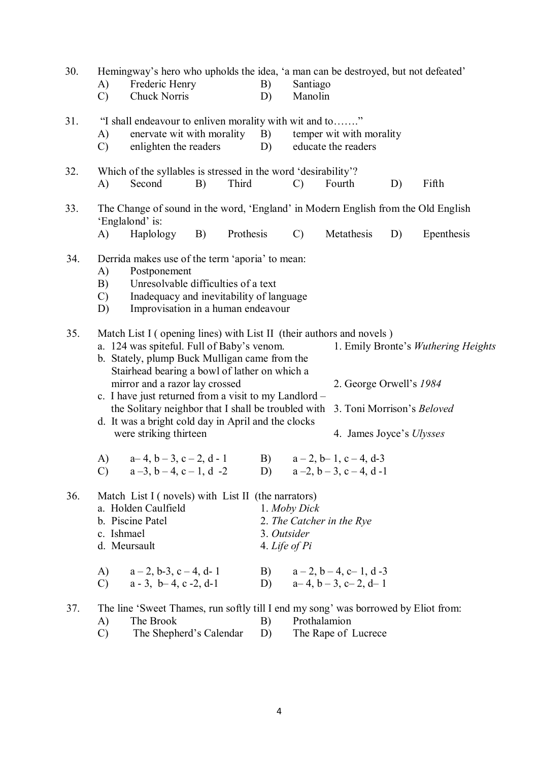30. Hemingway's hero who upholds the idea, 'a man can be destroyed, but not defeated'

A) Frederic Henry  B) Santiago
C) Chuck Norris  D) Manolin

31. "I shall endeavour to enliven morality with wit and to……."

A) enervate wit with morality  B) temper wit with morality
C) enlighten the readers  D) educate the readers

32. Which of the syllables is stressed in the word 'desirability'?

A) Second  B) Third  C) Fourth  D) Fifth

33. The Change of sound in the word, 'England' in Modern English from the Old English 'Englalond' is:

A) Haplology  B) Prothesis  C) Metathesis  D) Epenthesis

34. Derrida makes use of the term 'aporia' to mean:

A) Postponement
B) Unresolvable difficulties of a text
C) Inadequacy and inevitability of language
D) Improvisation in a human endeavour

35. Match List I ( opening lines) with List II (their authors and novels )

| List I | List II |
|---|---|
| a. 124 was spiteful. Full of Baby's venom. | 1. Emily Bronte's *Wuthering Heights* |
| b. Stately, plump Buck Mulligan came from the Stairhead bearing a bowl of lather on which a mirror and a razor lay crossed | 2. George Orwell's *1984* |
| c. I have just returned from a visit to my Landlord – the Solitary neighbor that I shall be troubled with | 3. Toni Morrison's *Beloved* |
| d. It was a bright cold day in April and the clocks were striking thirteen | 4. James Joyce's *Ulysses* |

A) a– 4, b – 3, c – 2, d - 1  B) a – 2, b– 1, c – 4, d-3
C) a –3, b – 4, c – 1, d -2  D) a –2, b – 3, c – 4, d -1

36. Match List I ( novels) with List II (the narrators)

| List I | List II |
|---|---|
| a. Holden Caulfield | 1. *Moby Dick* |
| b. Piscine Patel | 2. *The Catcher in the Rye* |
| c. Ishmael | 3. *Outsider* |
| d. Meursault | 4. *Life of Pi* |

A) a – 2, b-3, c – 4, d- 1  B) a – 2, b – 4, c– 1, d -3
C) a - 3, b– 4, c -2, d-1  D) a– 4, b – 3, c– 2, d– 1

37. The line 'Sweet Thames, run softly till I end my song' was borrowed by Eliot from:

A) The Brook  B) Prothalamion
C) The Shepherd's Calendar  D) The Rape of Lucrece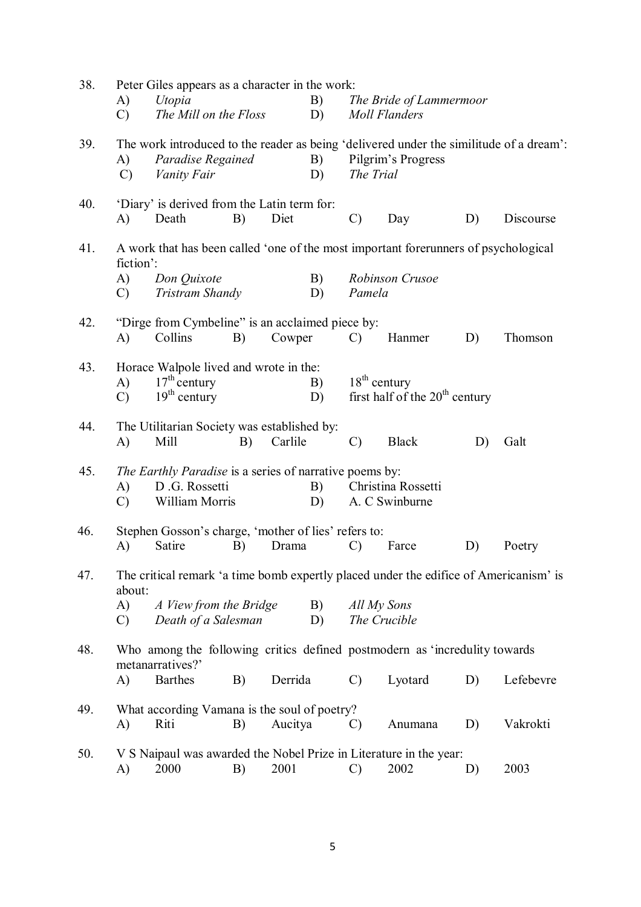38. Peter Giles appears as a character in the work:

A) *Utopia* B) *The Bride of Lammermoor*

C) *The Mill on the Floss* D) *Moll Flanders*

39. The work introduced to the reader as being 'delivered under the similitude of a dream':

A) *Paradise Regained* B) Pilgrim's Progress

C) *Vanity Fair* D) *The Trial*

40. 'Diary' is derived from the Latin term for:

A) Death B) Diet C) Day D) Discourse

41. A work that has been called 'one of the most important forerunners of psychological fiction':

A) *Don Quixote* B) *Robinson Crusoe*

C) *Tristram Shandy* D) *Pamela*

42. "Dirge from Cymbeline" is an acclaimed piece by:

A) Collins B) Cowper C) Hanmer D) Thomson

43. Horace Walpole lived and wrote in the:

A) 17th century B) 18th century

C) 19th century D) first half of the 20th century

44. The Utilitarian Society was established by:

A) Mill B) Carlile C) Black D) Galt

45. *The Earthly Paradise* is a series of narrative poems by:

A) D .G. Rossetti B) Christina Rossetti

C) William Morris D) A. C Swinburne

46. Stephen Gosson's charge, 'mother of lies' refers to:

A) Satire B) Drama C) Farce D) Poetry

47. The critical remark 'a time bomb expertly placed under the edifice of Americanism' is about:

A) *A View from the Bridge* B) *All My Sons*

C) *Death of a Salesman* D) *The Crucible*

48. Who among the following critics defined postmodern as 'incredulity towards metanarratives?'

A) Barthes B) Derrida C) Lyotard D) Lefebevre

49. What according Vamana is the soul of poetry?

A) Riti B) Aucitya C) Anumana D) Vakrokti

50. V S Naipaul was awarded the Nobel Prize in Literature in the year:

A) 2000 B) 2001 C) 2002 D) 2003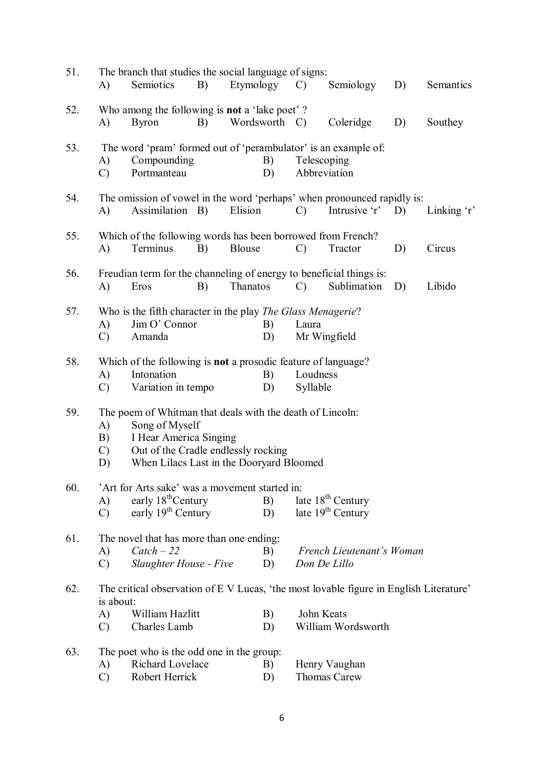51. The branch that studies the social language of signs:
   A) Semiotics B) Etymology C) Semiology D) Semantics

52. Who among the following is **not** a 'lake poet' ?
   A) Byron B) Wordsworth C) Coleridge D) Southey

53. The word 'pram' formed out of 'perambulator' is an example of:
   A) Compounding B) Telescoping
   C) Portmanteau D) Abbreviation

54. The omission of vowel in the word 'perhaps' when pronounced rapidly is:
   A) Assimilation B) Elision C) Intrusive 'r' D) Linking 'r'

55. Which of the following words has been borrowed from French?
   A) Terminus B) Blouse C) Tractor D) Circus

56. Freudian term for the channeling of energy to beneficial things is:
   A) Eros B) Thanatos C) Sublimation D) Libido

57. Who is the fifth character in the play *The Glass Menagerie*?
   A) Jim O' Connor B) Laura
   C) Amanda D) Mr Wingfield

58. Which of the following is **not** a prosodic feature of language?
   A) Intonation B) Loudness
   C) Variation in tempo D) Syllable

59. The poem of Whitman that deals with the death of Lincoln:
   A) Song of Myself
   B) I Hear America Singing
   C) Out of the Cradle endlessly rocking
   D) When Lilacs Last in the Dooryard Bloomed

60. 'Art for Arts sake' was a movement started in:
   A) early 18th Century B) late 18th Century
   C) early 19th Century D) late 19th Century

61. The novel that has more than one ending:
   A) *Catch – 22* B) *French Lieutenant's Woman*
   C) *Slaughter House - Five* D) *Don De Lillo*

62. The critical observation of E V Lucas, 'the most lovable figure in English Literature' is about:
   A) William Hazlitt B) John Keats
   C) Charles Lamb D) William Wordsworth

63. The poet who is the odd one in the group:
   A) Richard Lovelace B) Henry Vaughan
   C) Robert Herrick D) Thomas Carew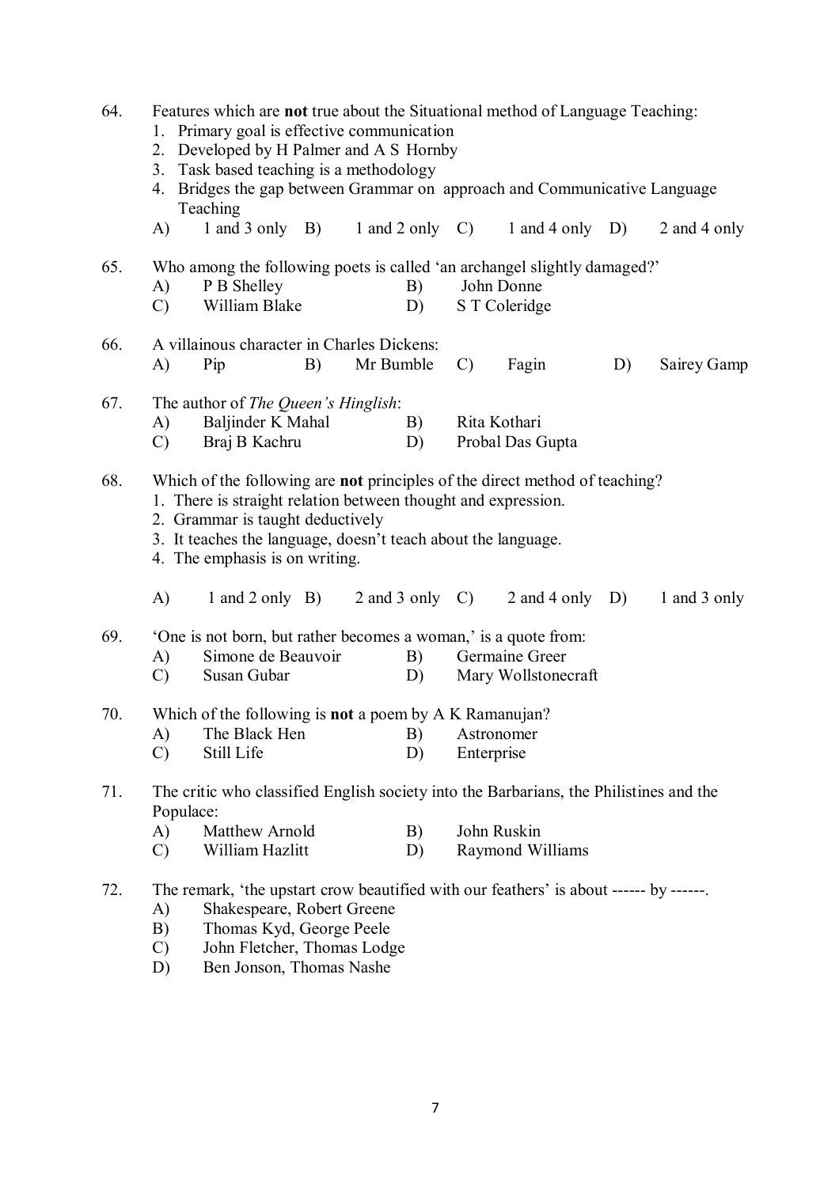64. Features which are **not** true about the Situational method of Language Teaching:
    1. Primary goal is effective communication
    2. Developed by H Palmer and A S Hornby
    3. Task based teaching is a methodology
    4. Bridges the gap between Grammar on approach and Communicative Language Teaching

    A) 1 and 3 only B) 1 and 2 only C) 1 and 4 only D) 2 and 4 only

65. Who among the following poets is called 'an archangel slightly damaged?'
    A) P B Shelley B) John Donne
    C) William Blake D) S T Coleridge

66. A villainous character in Charles Dickens:
    A) Pip B) Mr Bumble C) Fagin D) Sairey Gamp

67. The author of *The Queen's Hinglish*:
    A) Baljinder K Mahal B) Rita Kothari
    C) Braj B Kachru D) Probal Das Gupta

68. Which of the following are **not** principles of the direct method of teaching?
    1. There is straight relation between thought and expression.
    2. Grammar is taught deductively
    3. It teaches the language, doesn't teach about the language.
    4. The emphasis is on writing.

    A) 1 and 2 only B) 2 and 3 only C) 2 and 4 only D) 1 and 3 only

69. 'One is not born, but rather becomes a woman,' is a quote from:
    A) Simone de Beauvoir B) Germaine Greer
    C) Susan Gubar D) Mary Wollstonecraft

70. Which of the following is **not** a poem by A K Ramanujan?
    A) The Black Hen B) Astronomer
    C) Still Life D) Enterprise

71. The critic who classified English society into the Barbarians, the Philistines and the Populace:
    A) Matthew Arnold B) John Ruskin
    C) William Hazlitt D) Raymond Williams

72. The remark, 'the upstart crow beautified with our feathers' is about ------ by ------.
    A) Shakespeare, Robert Greene
    B) Thomas Kyd, George Peele
    C) John Fletcher, Thomas Lodge
    D) Ben Jonson, Thomas Nashe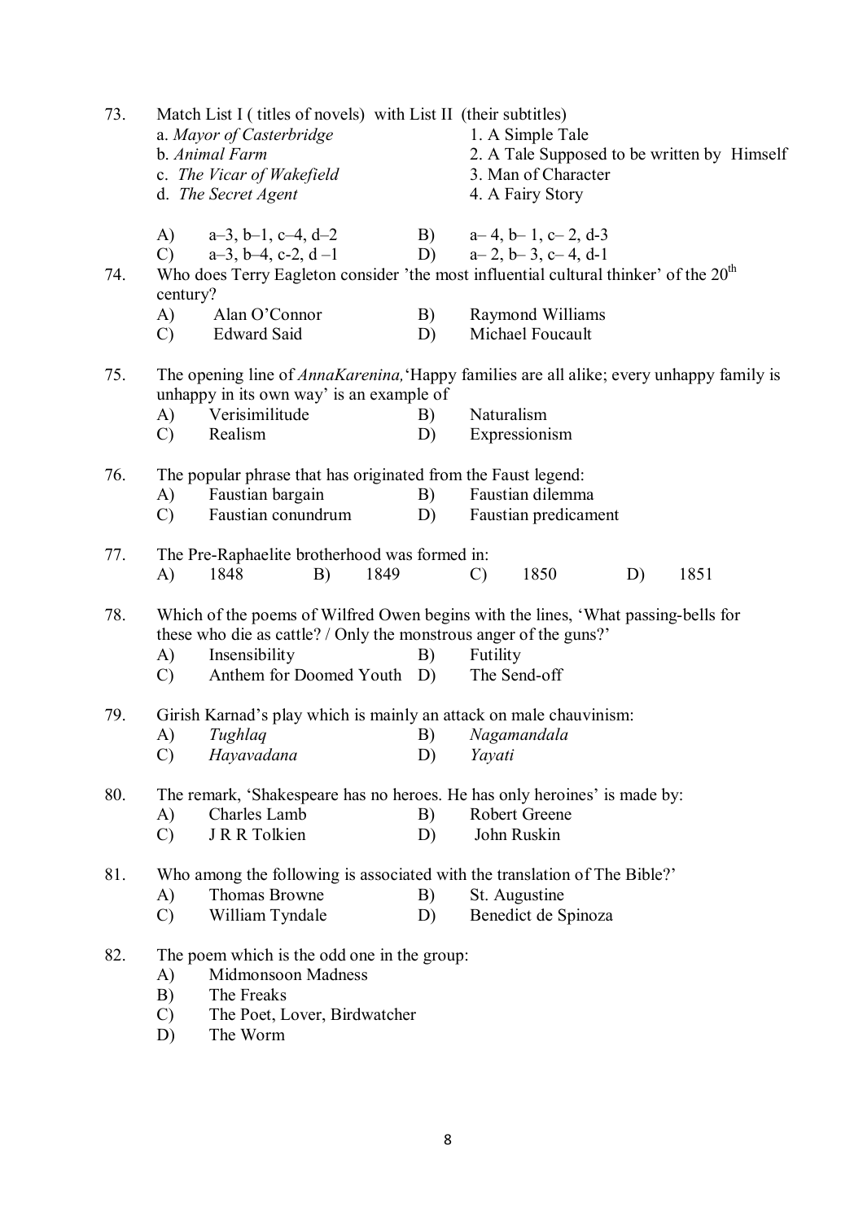73. Match List I ( titles of novels) with List II (their subtitles)

| List I | List II |
|---|---|
| a. *Mayor of Casterbridge* | 1. A Simple Tale |
| b. *Animal Farm* | 2. A Tale Supposed to be written by Himself |
| c. *The Vicar of Wakefield* | 3. Man of Character |
| d. *The Secret Agent* | 4. A Fairy Story |

A) a–3, b–1, c–4, d–2 B) a– 4, b– 1, c– 2, d-3
C) a–3, b–4, c-2, d –1 D) a– 2, b– 3, c– 4, d-1

74. Who does Terry Eagleton consider 'the most influential cultural thinker' of the 20th century?
A) Alan O'Connor B) Raymond Williams
C) Edward Said D) Michael Foucault

75. The opening line of *AnnaKarenina,*'Happy families are all alike; every unhappy family is unhappy in its own way' is an example of
A) Verisimilitude B) Naturalism
C) Realism D) Expressionism

76. The popular phrase that has originated from the Faust legend:
A) Faustian bargain B) Faustian dilemma
C) Faustian conundrum D) Faustian predicament

77. The Pre-Raphaelite brotherhood was formed in:
A) 1848 B) 1849 C) 1850 D) 1851

78. Which of the poems of Wilfred Owen begins with the lines, 'What passing-bells for these who die as cattle? / Only the monstrous anger of the guns?'
A) Insensibility B) Futility
C) Anthem for Doomed Youth D) The Send-off

79. Girish Karnad's play which is mainly an attack on male chauvinism:
A) *Tughlaq* B) *Nagamandala*
C) *Hayavadana* D) *Yayati*

80. The remark, 'Shakespeare has no heroes. He has only heroines' is made by:
A) Charles Lamb B) Robert Greene
C) J R R Tolkien D) John Ruskin

81. Who among the following is associated with the translation of The Bible?'
A) Thomas Browne B) St. Augustine
C) William Tyndale D) Benedict de Spinoza

82. The poem which is the odd one in the group:
A) Midmonsoon Madness
B) The Freaks
C) The Poet, Lover, Birdwatcher
D) The Worm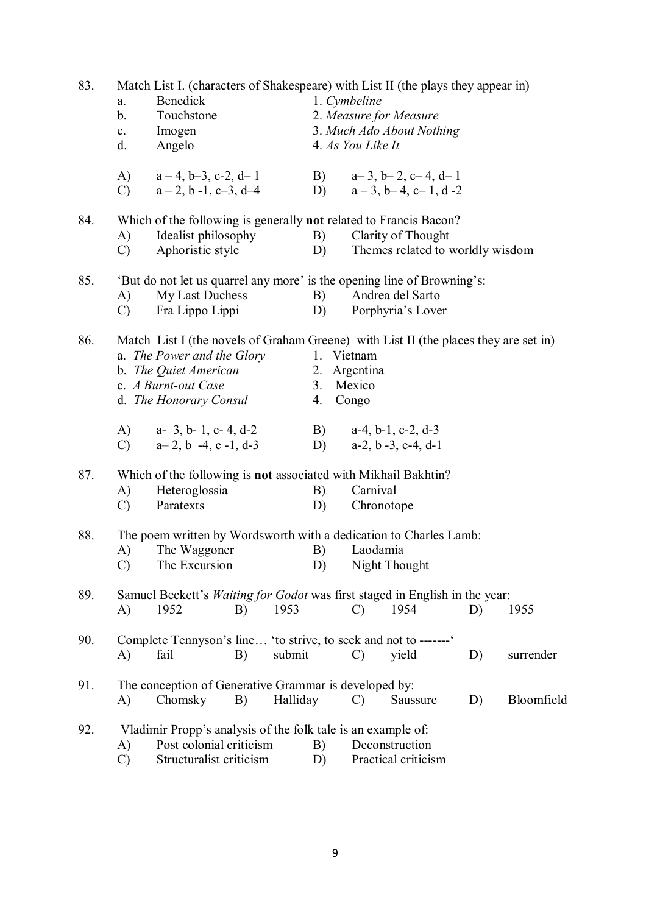83. Match List I. (characters of Shakespeare) with List II (the plays they appear in)

| | List I | | List II |
|---|---|---|---|
| a. | Benedick | 1. | *Cymbeline* |
| b. | Touchstone | 2. | *Measure for Measure* |
| c. | Imogen | 3. | *Much Ado About Nothing* |
| d. | Angelo | 4. | *As You Like It* |

A) a – 4, b–3, c-2, d– 1  B) a– 3, b– 2, c– 4, d– 1
C) a – 2, b -1, c–3, d–4  D) a – 3, b– 4, c– 1, d -2

84. Which of the following is generally **not** related to Francis Bacon?
A) Idealist philosophy  B) Clarity of Thought
C) Aphoristic style  D) Themes related to worldly wisdom

85. 'But do not let us quarrel any more' is the opening line of Browning's:
A) My Last Duchess  B) Andrea del Sarto
C) Fra Lippo Lippi  D) Porphyria's Lover

86. Match List I (the novels of Graham Greene) with List II (the places they are set in)

| | List I | | List II |
|---|---|---|---|
| a. | *The Power and the Glory* | 1. | Vietnam |
| b. | *The Quiet American* | 2. | Argentina |
| c. | *A Burnt-out Case* | 3. | Mexico |
| d. | *The Honorary Consul* | 4. | Congo |

A) a- 3, b- 1, c- 4, d-2  B) a-4, b-1, c-2, d-3
C) a– 2, b -4, c -1, d-3  D) a-2, b -3, c-4, d-1

87. Which of the following is **not** associated with Mikhail Bakhtin?
A) Heteroglossia  B) Carnival
C) Paratexts  D) Chronotope

88. The poem written by Wordsworth with a dedication to Charles Lamb:
A) The Waggoner  B) Laodamia
C) The Excursion  D) Night Thought

89. Samuel Beckett's *Waiting for Godot* was first staged in English in the year:
A) 1952  B) 1953  C) 1954  D) 1955

90. Complete Tennyson's line… 'to strive, to seek and not to -------'
A) fail  B) submit  C) yield  D) surrender

91. The conception of Generative Grammar is developed by:
A) Chomsky  B) Halliday  C) Saussure  D) Bloomfield

92. Vladimir Propp's analysis of the folk tale is an example of:
A) Post colonial criticism  B) Deconstruction
C) Structuralist criticism  D) Practical criticism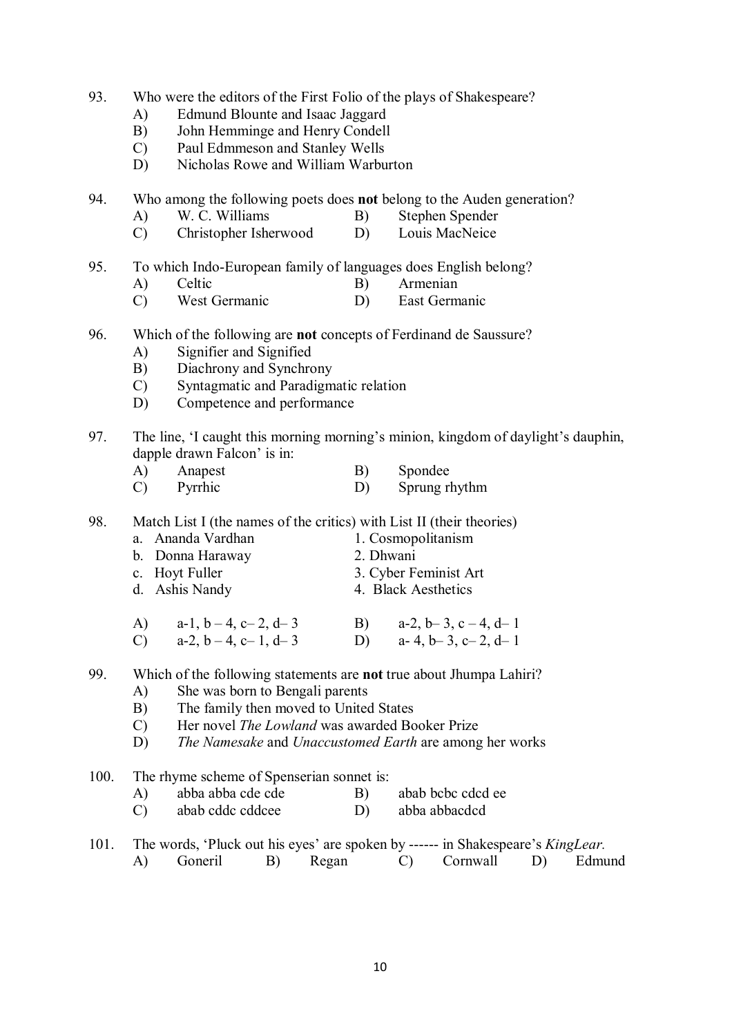93. Who were the editors of the First Folio of the plays of Shakespeare?
    - A) Edmund Blounte and Isaac Jaggard
    - B) John Hemminge and Henry Condell
    - C) Paul Edmmeson and Stanley Wells
    - D) Nicholas Rowe and William Warburton

94. Who among the following poets does **not** belong to the Auden generation?
    - A) W. C. Williams
    - B) Stephen Spender
    - C) Christopher Isherwood
    - D) Louis MacNeice

95. To which Indo-European family of languages does English belong?
    - A) Celtic
    - B) Armenian
    - C) West Germanic
    - D) East Germanic

96. Which of the following are **not** concepts of Ferdinand de Saussure?
    - A) Signifier and Signified
    - B) Diachrony and Synchrony
    - C) Syntagmatic and Paradigmatic relation
    - D) Competence and performance

97. The line, 'I caught this morning morning's minion, kingdom of daylight's dauphin, dapple drawn Falcon' is in:
    - A) Anapest
    - B) Spondee
    - C) Pyrrhic
    - D) Sprung rhythm

98. Match List I (the names of the critics) with List II (their theories)

| List I | List II |
|---|---|
| a. Ananda Vardhan | 1. Cosmopolitanism |
| b. Donna Haraway | 2. Dhwani |
| c. Hoyt Fuller | 3. Cyber Feminist Art |
| d. Ashis Nandy | 4. Black Aesthetics |

    - A) a-1, b – 4, c– 2, d– 3
    - B) a-2, b– 3, c – 4, d– 1
    - C) a-2, b – 4, c– 1, d– 3
    - D) a- 4, b– 3, c– 2, d– 1

99. Which of the following statements are **not** true about Jhumpa Lahiri?
    - A) She was born to Bengali parents
    - B) The family then moved to United States
    - C) Her novel *The Lowland* was awarded Booker Prize
    - D) *The Namesake* and *Unaccustomed Earth* are among her works

100. The rhyme scheme of Spenserian sonnet is:
    - A) abba abba cde cde
    - B) abab bcbc cdcd ee
    - C) abab cddc cddcee
    - D) abba abbacdcd

101. The words, 'Pluck out his eyes' are spoken by ------ in Shakespeare's *KingLear.*
    - A) Goneril
    - B) Regan
    - C) Cornwall
    - D) Edmund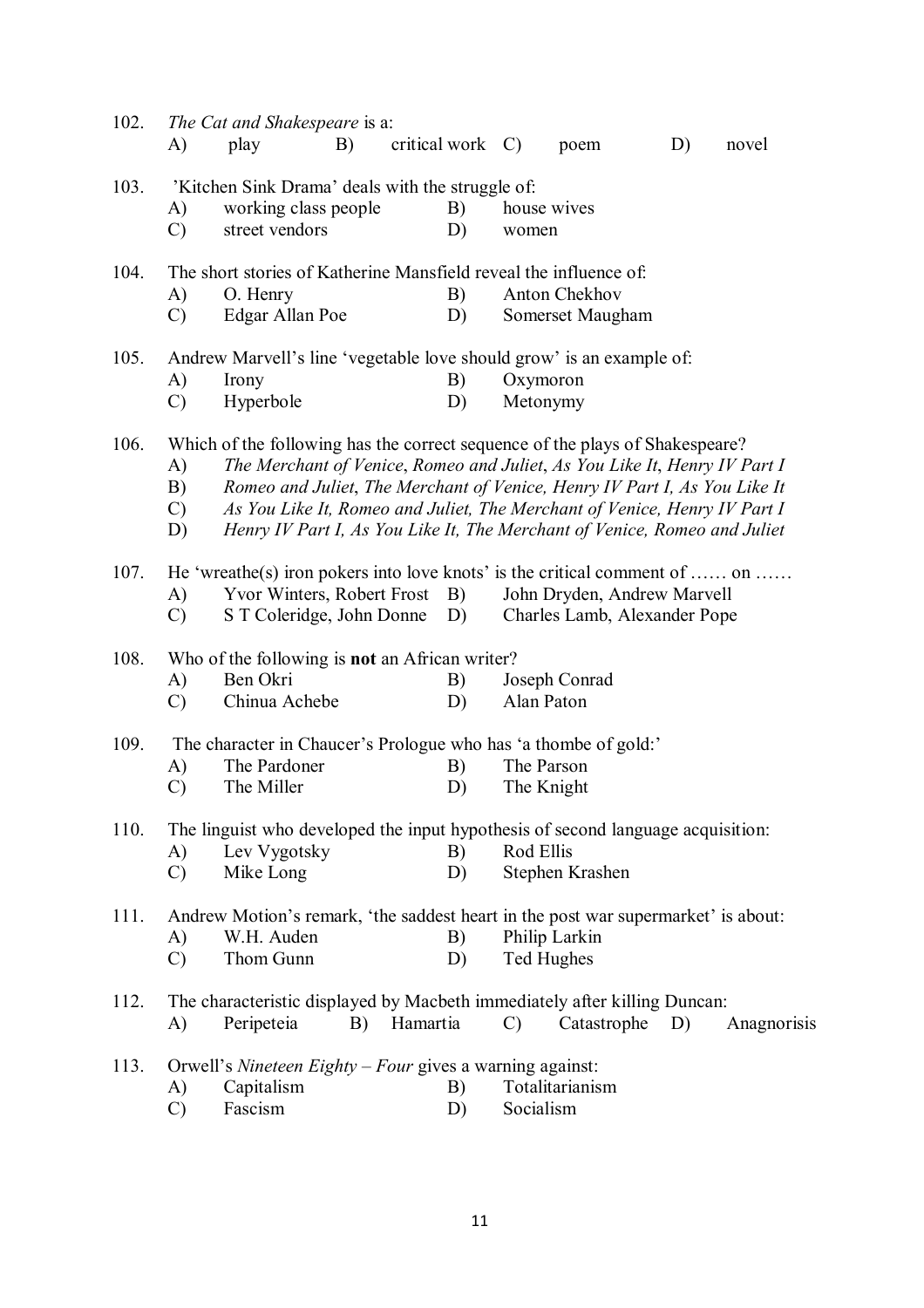102. *The Cat and Shakespeare* is a:
   A) play  B) critical work  C) poem  D) novel

103. 'Kitchen Sink Drama' deals with the struggle of:
   A) working class people  B) house wives
   C) street vendors  D) women

104. The short stories of Katherine Mansfield reveal the influence of:
   A) O. Henry  B) Anton Chekhov
   C) Edgar Allan Poe  D) Somerset Maugham

105. Andrew Marvell's line 'vegetable love should grow' is an example of:
   A) Irony  B) Oxymoron
   C) Hyperbole  D) Metonymy

106. Which of the following has the correct sequence of the plays of Shakespeare?
   A) *The Merchant of Venice*, *Romeo and Juliet*, *As You Like It*, *Henry IV Part I*
   B) *Romeo and Juliet*, *The Merchant of Venice, Henry IV Part I, As You Like It*
   C) *As You Like It, Romeo and Juliet, The Merchant of Venice, Henry IV Part I*
   D) *Henry IV Part I, As You Like It, The Merchant of Venice, Romeo and Juliet*

107. He 'wreathe(s) iron pokers into love knots' is the critical comment of …… on ……
   A) Yvor Winters, Robert Frost  B) John Dryden, Andrew Marvell
   C) S T Coleridge, John Donne  D) Charles Lamb, Alexander Pope

108. Who of the following is **not** an African writer?
   A) Ben Okri  B) Joseph Conrad
   C) Chinua Achebe  D) Alan Paton

109. The character in Chaucer's Prologue who has 'a thombe of gold:'
   A) The Pardoner  B) The Parson
   C) The Miller  D) The Knight

110. The linguist who developed the input hypothesis of second language acquisition:
   A) Lev Vygotsky  B) Rod Ellis
   C) Mike Long  D) Stephen Krashen

111. Andrew Motion's remark, 'the saddest heart in the post war supermarket' is about:
   A) W.H. Auden  B) Philip Larkin
   C) Thom Gunn  D) Ted Hughes

112. The characteristic displayed by Macbeth immediately after killing Duncan:
   A) Peripeteia  B) Hamartia  C) Catastrophe  D) Anagnorisis

113. Orwell's *Nineteen Eighty – Four* gives a warning against:
   A) Capitalism  B) Totalitarianism
   C) Fascism  D) Socialism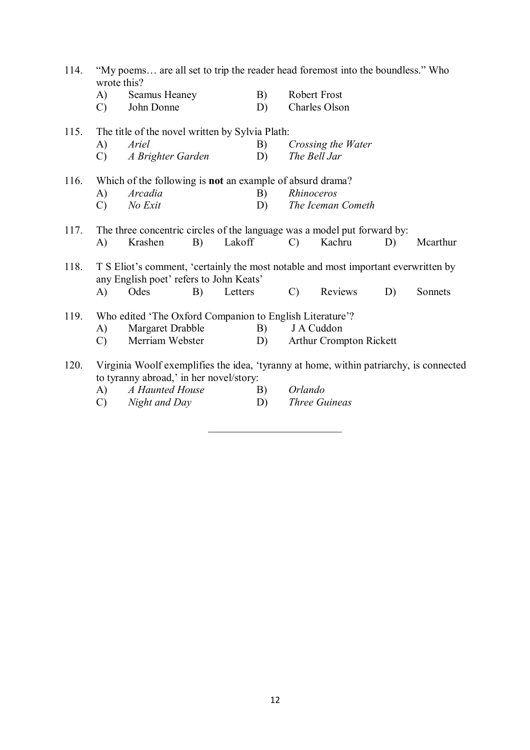114. "My poems… are all set to trip the reader head foremost into the boundless." Who wrote this?
    - A) Seamus Heaney
    - B) Robert Frost
    - C) John Donne
    - D) Charles Olson

115. The title of the novel written by Sylvia Plath:
    - A) *Ariel*
    - B) *Crossing the Water*
    - C) *A Brighter Garden*
    - D) *The Bell Jar*

116. Which of the following is **not** an example of absurd drama?
    - A) *Arcadia*
    - B) *Rhinoceros*
    - C) *No Exit*
    - D) *The Iceman Cometh*

117. The three concentric circles of the language was a model put forward by:
    - A) Krashen
    - B) Lakoff
    - C) Kachru
    - D) Mcarthur

118. T S Eliot's comment, 'certainly the most notable and most important everwritten by any English poet' refers to John Keats'
    - A) Odes
    - B) Letters
    - C) Reviews
    - D) Sonnets

119. Who edited 'The Oxford Companion to English Literature'?
    - A) Margaret Drabble
    - B) J A Cuddon
    - C) Merriam Webster
    - D) Arthur Crompton Rickett

120. Virginia Woolf exemplifies the idea, 'tyranny at home, within patriarchy, is connected to tyranny abroad,' in her novel/story:
    - A) *A Haunted House*
    - B) *Orlando*
    - C) *Night and Day*
    - D) *Three Guineas*

---